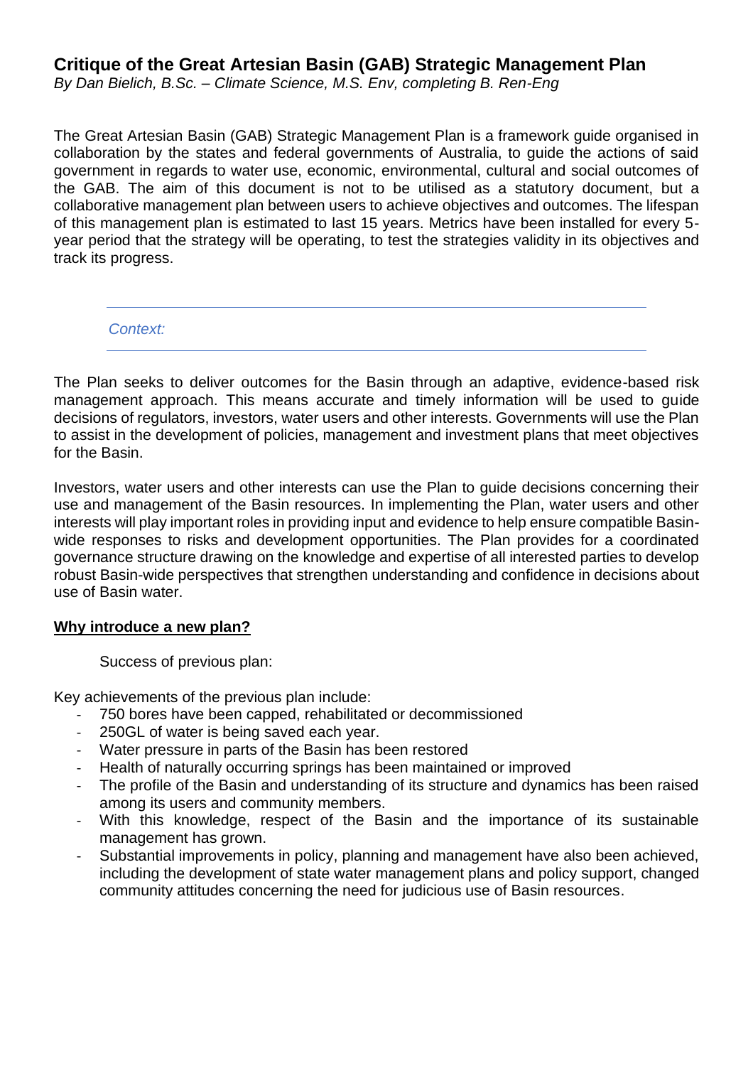# Critique of the Great Artesian Basin (GAB) Strategic Management Plan

*By Dan Bielich, B.Sc. – Climate Science, M.S. Env, completing B. Ren-Eng*

The Great Artesian Basin (GAB) Strategic Management Plan is a framework guide organised in collaboration by the states and federal governments of Australia, to guide the actions of said government in regards to water use, economic, environmental, cultural and social outcomes of the GAB. The aim of this document is not to be utilised as a statutory document, but a collaborative management plan between users to achieve objectives and outcomes. The lifespan of this management plan is estimated to last 15 years. Metrics have been installed for every 5-year period that the strategy will be operating, to test the strategies validity in its objectives and track its progress.

*Context:*

The Plan seeks to deliver outcomes for the Basin through an adaptive, evidence-based risk management approach. This means accurate and timely information will be used to guide decisions of regulators, investors, water users and other interests. Governments will use the Plan to assist in the development of policies, management and investment plans that meet objectives for the Basin.

Investors, water users and other interests can use the Plan to guide decisions concerning their use and management of the Basin resources. In implementing the Plan, water users and other interests will play important roles in providing input and evidence to help ensure compatible Basin-wide responses to risks and development opportunities. The Plan provides for a coordinated governance structure drawing on the knowledge and expertise of all interested parties to develop robust Basin-wide perspectives that strengthen understanding and confidence in decisions about use of Basin water.

**Why introduce a new plan?**

Success of previous plan:

Key achievements of the previous plan include:

- 750 bores have been capped, rehabilitated or decommissioned
- 250GL of water is being saved each year.
- Water pressure in parts of the Basin has been restored
- Health of naturally occurring springs has been maintained or improved
- The profile of the Basin and understanding of its structure and dynamics has been raised among its users and community members.
- With this knowledge, respect of the Basin and the importance of its sustainable management has grown.
- Substantial improvements in policy, planning and management have also been achieved, including the development of state water management plans and policy support, changed community attitudes concerning the need for judicious use of Basin resources.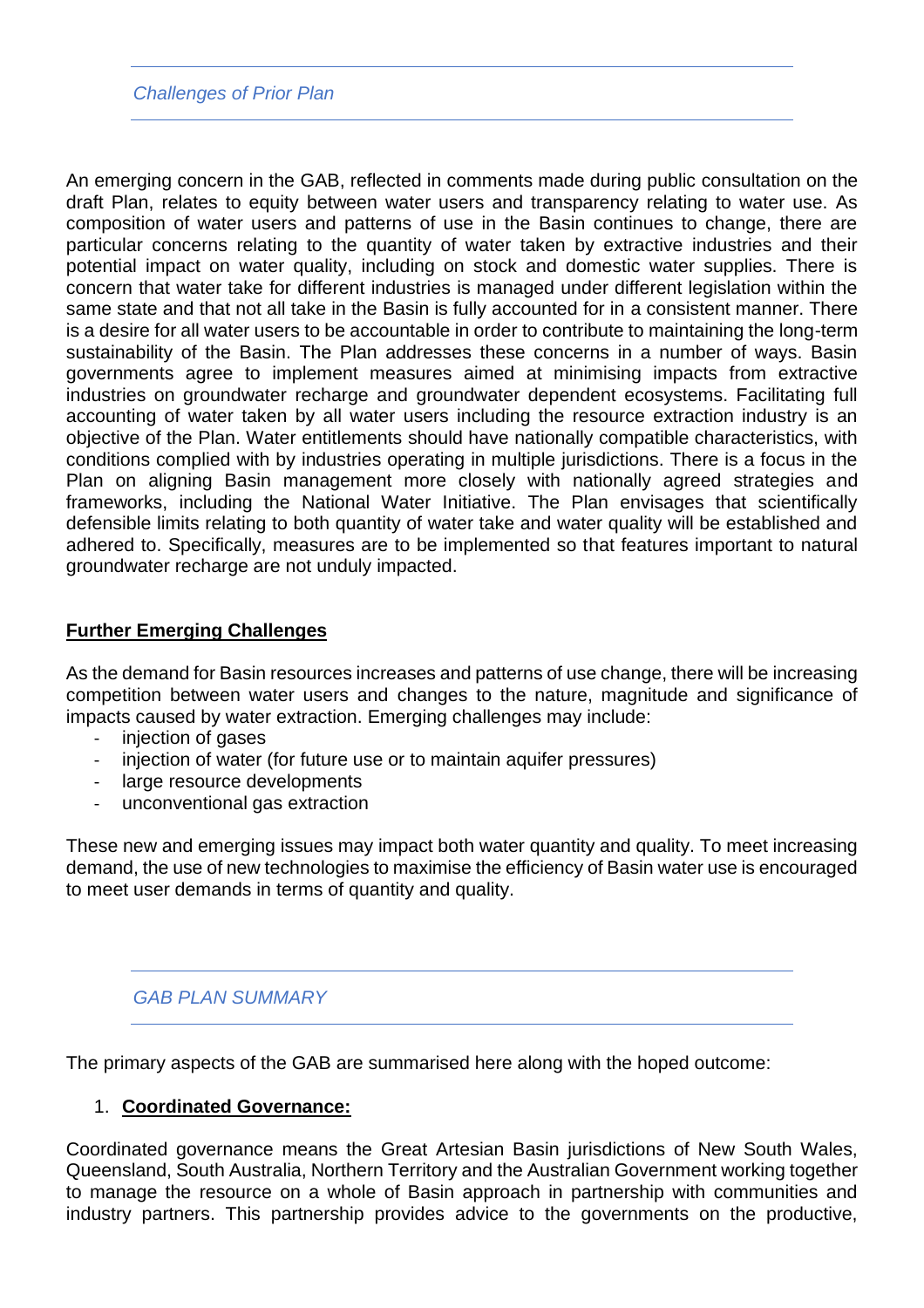## *Challenges of Prior Plan*

An emerging concern in the GAB, reflected in comments made during public consultation on the draft Plan, relates to equity between water users and transparency relating to water use. As composition of water users and patterns of use in the Basin continues to change, there are particular concerns relating to the quantity of water taken by extractive industries and their potential impact on water quality, including on stock and domestic water supplies. There is concern that water take for different industries is managed under different legislation within the same state and that not all take in the Basin is fully accounted for in a consistent manner. There is a desire for all water users to be accountable in order to contribute to maintaining the long-term sustainability of the Basin. The Plan addresses these concerns in a number of ways. Basin governments agree to implement measures aimed at minimising impacts from extractive industries on groundwater recharge and groundwater dependent ecosystems. Facilitating full accounting of water taken by all water users including the resource extraction industry is an objective of the Plan. Water entitlements should have nationally compatible characteristics, with conditions complied with by industries operating in multiple jurisdictions. There is a focus in the Plan on aligning Basin management more closely with nationally agreed strategies and frameworks, including the National Water Initiative. The Plan envisages that scientifically defensible limits relating to both quantity of water take and water quality will be established and adhered to. Specifically, measures are to be implemented so that features important to natural groundwater recharge are not unduly impacted.

### Further Emerging Challenges

As the demand for Basin resources increases and patterns of use change, there will be increasing competition between water users and changes to the nature, magnitude and significance of impacts caused by water extraction. Emerging challenges may include:

- injection of gases
- injection of water (for future use or to maintain aquifer pressures)
- large resource developments
- unconventional gas extraction

These new and emerging issues may impact both water quantity and quality. To meet increasing demand, the use of new technologies to maximise the efficiency of Basin water use is encouraged to meet user demands in terms of quantity and quality.

## *GAB PLAN SUMMARY*

The primary aspects of the GAB are summarised here along with the hoped outcome:

1. **Coordinated Governance:**

Coordinated governance means the Great Artesian Basin jurisdictions of New South Wales, Queensland, South Australia, Northern Territory and the Australian Government working together to manage the resource on a whole of Basin approach in partnership with communities and industry partners. This partnership provides advice to the governments on the productive,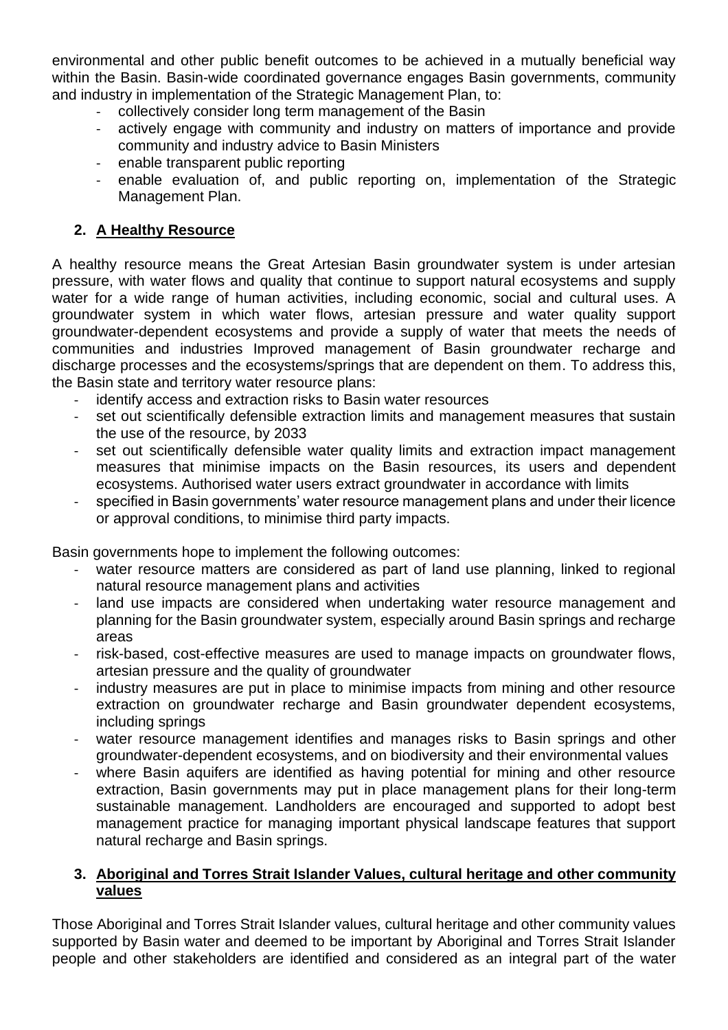environmental and other public benefit outcomes to be achieved in a mutually beneficial way within the Basin. Basin-wide coordinated governance engages Basin governments, community and industry in implementation of the Strategic Management Plan, to:

- collectively consider long term management of the Basin
- actively engage with community and industry on matters of importance and provide community and industry advice to Basin Ministers
- enable transparent public reporting
- enable evaluation of, and public reporting on, implementation of the Strategic Management Plan.

## 2. A Healthy Resource

A healthy resource means the Great Artesian Basin groundwater system is under artesian pressure, with water flows and quality that continue to support natural ecosystems and supply water for a wide range of human activities, including economic, social and cultural uses. A groundwater system in which water flows, artesian pressure and water quality support groundwater-dependent ecosystems and provide a supply of water that meets the needs of communities and industries Improved management of Basin groundwater recharge and discharge processes and the ecosystems/springs that are dependent on them. To address this, the Basin state and territory water resource plans:

- identify access and extraction risks to Basin water resources
- set out scientifically defensible extraction limits and management measures that sustain the use of the resource, by 2033
- set out scientifically defensible water quality limits and extraction impact management measures that minimise impacts on the Basin resources, its users and dependent ecosystems. Authorised water users extract groundwater in accordance with limits
- specified in Basin governments' water resource management plans and under their licence or approval conditions, to minimise third party impacts.

Basin governments hope to implement the following outcomes:

- water resource matters are considered as part of land use planning, linked to regional natural resource management plans and activities
- land use impacts are considered when undertaking water resource management and planning for the Basin groundwater system, especially around Basin springs and recharge areas
- risk-based, cost-effective measures are used to manage impacts on groundwater flows, artesian pressure and the quality of groundwater
- industry measures are put in place to minimise impacts from mining and other resource extraction on groundwater recharge and Basin groundwater dependent ecosystems, including springs
- water resource management identifies and manages risks to Basin springs and other groundwater-dependent ecosystems, and on biodiversity and their environmental values
- where Basin aquifers are identified as having potential for mining and other resource extraction, Basin governments may put in place management plans for their long-term sustainable management. Landholders are encouraged and supported to adopt best management practice for managing important physical landscape features that support natural recharge and Basin springs.

## 3. Aboriginal and Torres Strait Islander Values, cultural heritage and other community values

Those Aboriginal and Torres Strait Islander values, cultural heritage and other community values supported by Basin water and deemed to be important by Aboriginal and Torres Strait Islander people and other stakeholders are identified and considered as an integral part of the water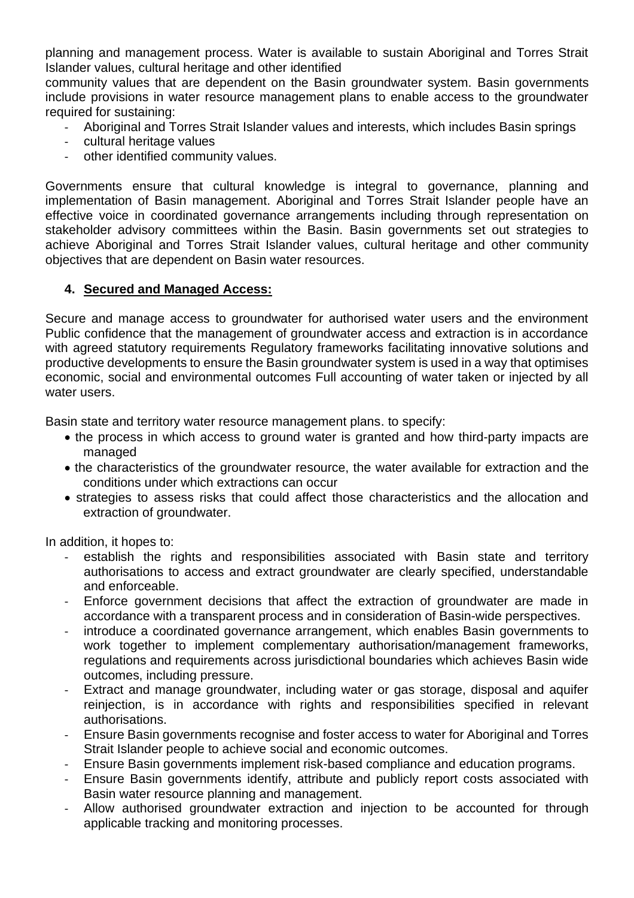planning and management process. Water is available to sustain Aboriginal and Torres Strait Islander values, cultural heritage and other identified community values that are dependent on the Basin groundwater system. Basin governments include provisions in water resource management plans to enable access to the groundwater required for sustaining:

- Aboriginal and Torres Strait Islander values and interests, which includes Basin springs
- cultural heritage values
- other identified community values.

Governments ensure that cultural knowledge is integral to governance, planning and implementation of Basin management. Aboriginal and Torres Strait Islander people have an effective voice in coordinated governance arrangements including through representation on stakeholder advisory committees within the Basin. Basin governments set out strategies to achieve Aboriginal and Torres Strait Islander values, cultural heritage and other community objectives that are dependent on Basin water resources.

### 4. Secured and Managed Access:

Secure and manage access to groundwater for authorised water users and the environment Public confidence that the management of groundwater access and extraction is in accordance with agreed statutory requirements Regulatory frameworks facilitating innovative solutions and productive developments to ensure the Basin groundwater system is used in a way that optimises economic, social and environmental outcomes Full accounting of water taken or injected by all water users.

Basin state and territory water resource management plans. to specify:

- the process in which access to ground water is granted and how third-party impacts are managed
- the characteristics of the groundwater resource, the water available for extraction and the conditions under which extractions can occur
- strategies to assess risks that could affect those characteristics and the allocation and extraction of groundwater.

In addition, it hopes to:

- establish the rights and responsibilities associated with Basin state and territory authorisations to access and extract groundwater are clearly specified, understandable and enforceable.
- Enforce government decisions that affect the extraction of groundwater are made in accordance with a transparent process and in consideration of Basin-wide perspectives.
- introduce a coordinated governance arrangement, which enables Basin governments to work together to implement complementary authorisation/management frameworks, regulations and requirements across jurisdictional boundaries which achieves Basin wide outcomes, including pressure.
- Extract and manage groundwater, including water or gas storage, disposal and aquifer reinjection, is in accordance with rights and responsibilities specified in relevant authorisations.
- Ensure Basin governments recognise and foster access to water for Aboriginal and Torres Strait Islander people to achieve social and economic outcomes.
- Ensure Basin governments implement risk-based compliance and education programs.
- Ensure Basin governments identify, attribute and publicly report costs associated with Basin water resource planning and management.
- Allow authorised groundwater extraction and injection to be accounted for through applicable tracking and monitoring processes.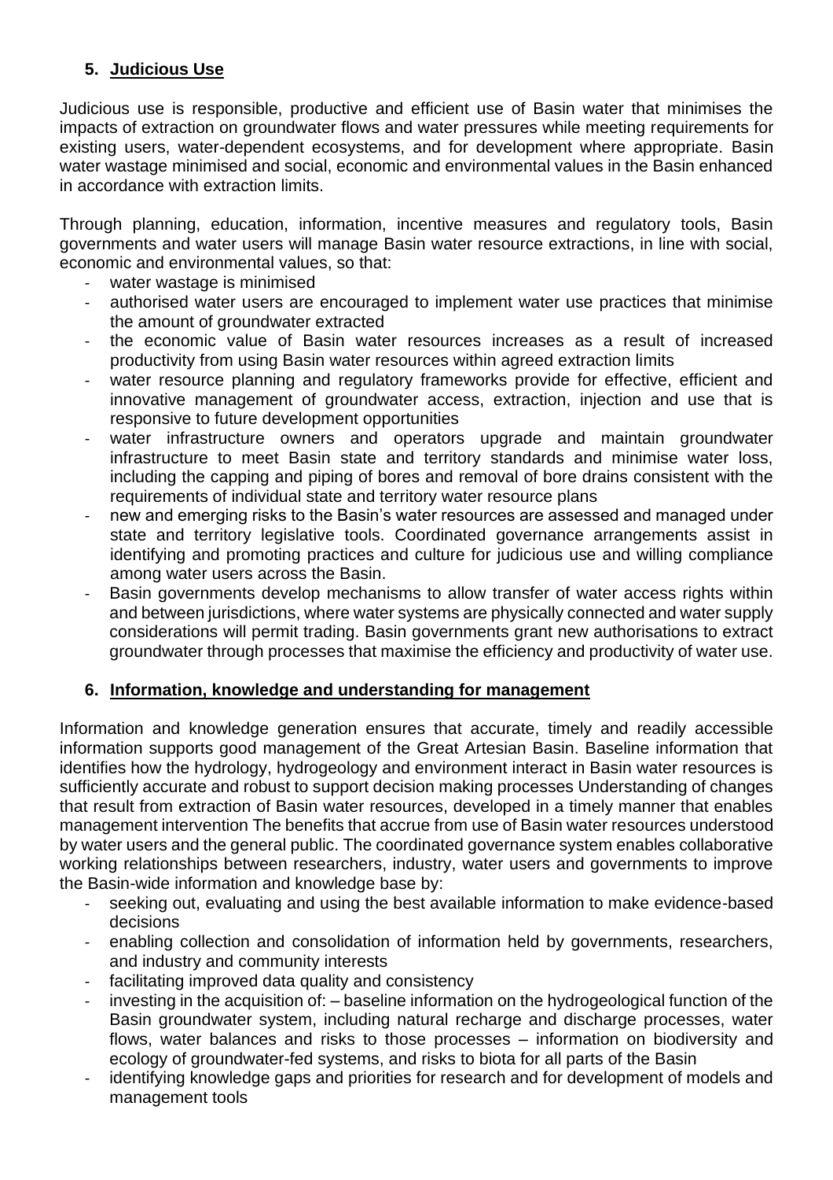## 5. Judicious Use

Judicious use is responsible, productive and efficient use of Basin water that minimises the impacts of extraction on groundwater flows and water pressures while meeting requirements for existing users, water-dependent ecosystems, and for development where appropriate. Basin water wastage minimised and social, economic and environmental values in the Basin enhanced in accordance with extraction limits.

Through planning, education, information, incentive measures and regulatory tools, Basin governments and water users will manage Basin water resource extractions, in line with social, economic and environmental values, so that:

- water wastage is minimised
- authorised water users are encouraged to implement water use practices that minimise the amount of groundwater extracted
- the economic value of Basin water resources increases as a result of increased productivity from using Basin water resources within agreed extraction limits
- water resource planning and regulatory frameworks provide for effective, efficient and innovative management of groundwater access, extraction, injection and use that is responsive to future development opportunities
- water infrastructure owners and operators upgrade and maintain groundwater infrastructure to meet Basin state and territory standards and minimise water loss, including the capping and piping of bores and removal of bore drains consistent with the requirements of individual state and territory water resource plans
- new and emerging risks to the Basin's water resources are assessed and managed under state and territory legislative tools. Coordinated governance arrangements assist in identifying and promoting practices and culture for judicious use and willing compliance among water users across the Basin.
- Basin governments develop mechanisms to allow transfer of water access rights within and between jurisdictions, where water systems are physically connected and water supply considerations will permit trading. Basin governments grant new authorisations to extract groundwater through processes that maximise the efficiency and productivity of water use.

## 6. Information, knowledge and understanding for management

Information and knowledge generation ensures that accurate, timely and readily accessible information supports good management of the Great Artesian Basin. Baseline information that identifies how the hydrology, hydrogeology and environment interact in Basin water resources is sufficiently accurate and robust to support decision making processes Understanding of changes that result from extraction of Basin water resources, developed in a timely manner that enables management intervention The benefits that accrue from use of Basin water resources understood by water users and the general public. The coordinated governance system enables collaborative working relationships between researchers, industry, water users and governments to improve the Basin-wide information and knowledge base by:

- seeking out, evaluating and using the best available information to make evidence-based decisions
- enabling collection and consolidation of information held by governments, researchers, and industry and community interests
- facilitating improved data quality and consistency
- investing in the acquisition of: – baseline information on the hydrogeological function of the Basin groundwater system, including natural recharge and discharge processes, water flows, water balances and risks to those processes – information on biodiversity and ecology of groundwater-fed systems, and risks to biota for all parts of the Basin
- identifying knowledge gaps and priorities for research and for development of models and management tools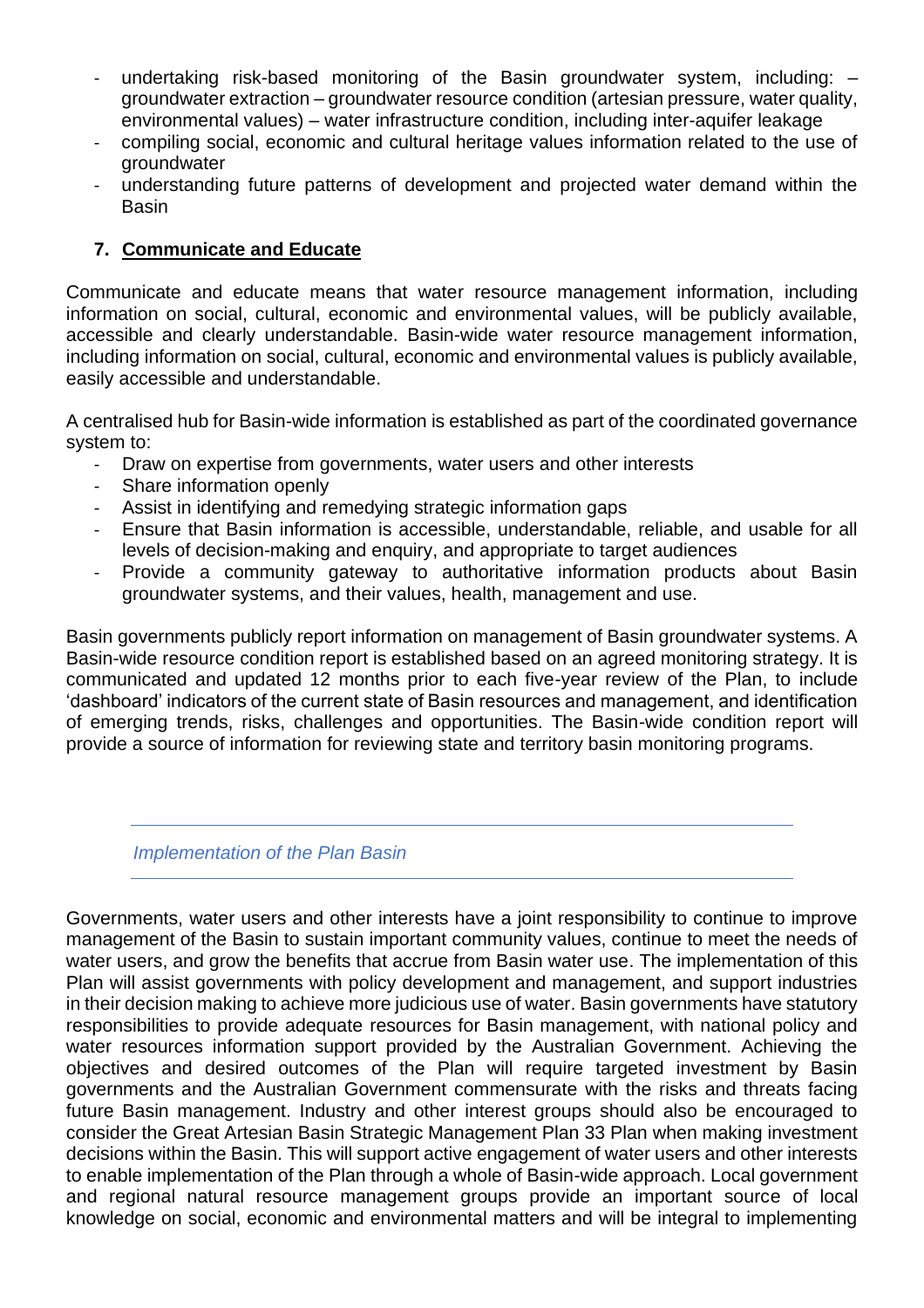- undertaking risk-based monitoring of the Basin groundwater system, including: – groundwater extraction – groundwater resource condition (artesian pressure, water quality, environmental values) – water infrastructure condition, including inter-aquifer leakage
- compiling social, economic and cultural heritage values information related to the use of groundwater
- understanding future patterns of development and projected water demand within the Basin

## 7. Communicate and Educate

Communicate and educate means that water resource management information, including information on social, cultural, economic and environmental values, will be publicly available, accessible and clearly understandable. Basin-wide water resource management information, including information on social, cultural, economic and environmental values is publicly available, easily accessible and understandable.

A centralised hub for Basin-wide information is established as part of the coordinated governance system to:

- Draw on expertise from governments, water users and other interests
- Share information openly
- Assist in identifying and remedying strategic information gaps
- Ensure that Basin information is accessible, understandable, reliable, and usable for all levels of decision-making and enquiry, and appropriate to target audiences
- Provide a community gateway to authoritative information products about Basin groundwater systems, and their values, health, management and use.

Basin governments publicly report information on management of Basin groundwater systems. A Basin-wide resource condition report is established based on an agreed monitoring strategy. It is communicated and updated 12 months prior to each five-year review of the Plan, to include 'dashboard' indicators of the current state of Basin resources and management, and identification of emerging trends, risks, challenges and opportunities. The Basin-wide condition report will provide a source of information for reviewing state and territory basin monitoring programs.

*Implementation of the Plan Basin*

Governments, water users and other interests have a joint responsibility to continue to improve management of the Basin to sustain important community values, continue to meet the needs of water users, and grow the benefits that accrue from Basin water use. The implementation of this Plan will assist governments with policy development and management, and support industries in their decision making to achieve more judicious use of water. Basin governments have statutory responsibilities to provide adequate resources for Basin management, with national policy and water resources information support provided by the Australian Government. Achieving the objectives and desired outcomes of the Plan will require targeted investment by Basin governments and the Australian Government commensurate with the risks and threats facing future Basin management. Industry and other interest groups should also be encouraged to consider the Great Artesian Basin Strategic Management Plan 33 Plan when making investment decisions within the Basin. This will support active engagement of water users and other interests to enable implementation of the Plan through a whole of Basin-wide approach. Local government and regional natural resource management groups provide an important source of local knowledge on social, economic and environmental matters and will be integral to implementing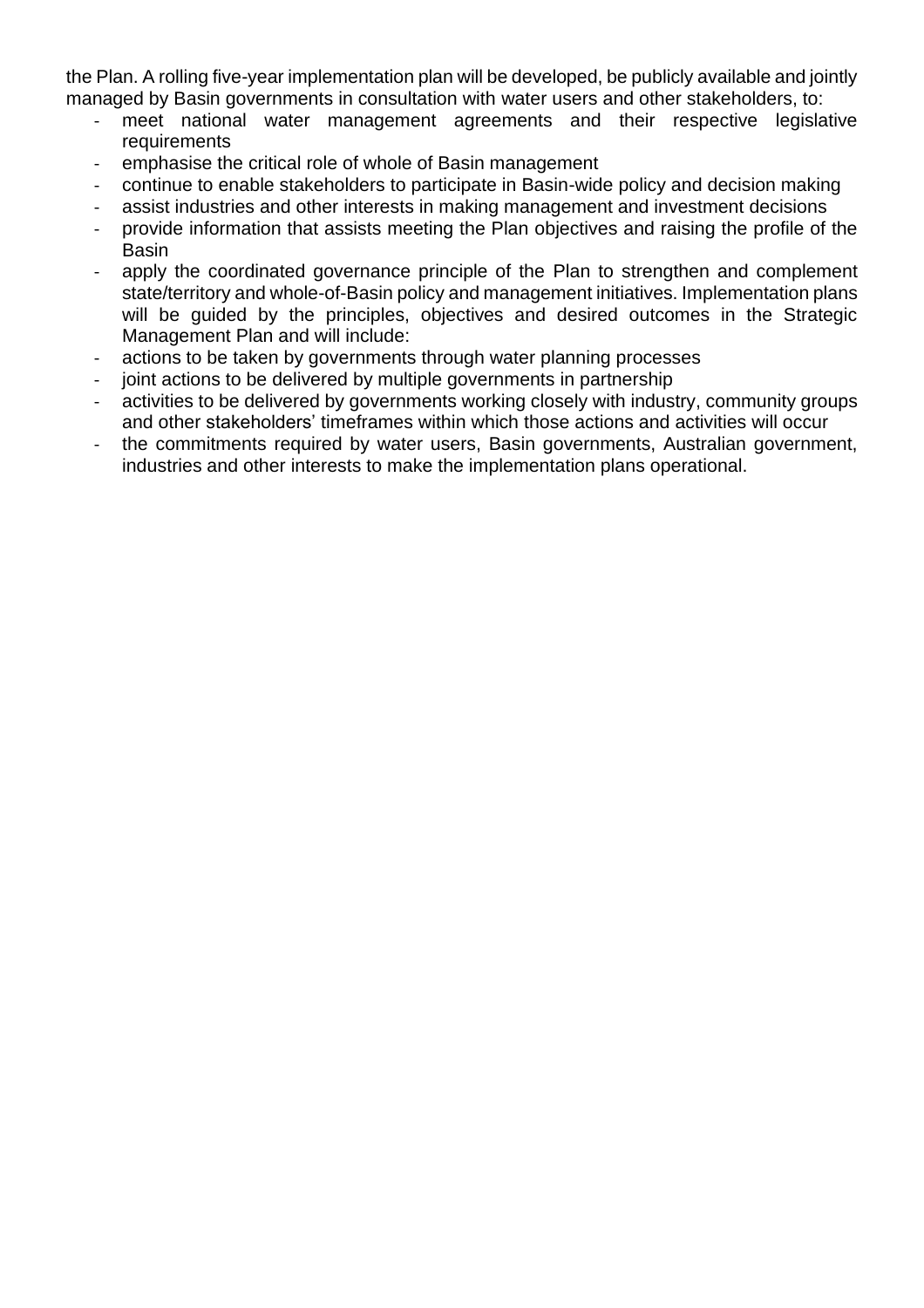the Plan. A rolling five-year implementation plan will be developed, be publicly available and jointly managed by Basin governments in consultation with water users and other stakeholders, to:

- meet national water management agreements and their respective legislative requirements
- emphasise the critical role of whole of Basin management
- continue to enable stakeholders to participate in Basin-wide policy and decision making
- assist industries and other interests in making management and investment decisions
- provide information that assists meeting the Plan objectives and raising the profile of the Basin
- apply the coordinated governance principle of the Plan to strengthen and complement state/territory and whole-of-Basin policy and management initiatives. Implementation plans will be guided by the principles, objectives and desired outcomes in the Strategic Management Plan and will include:
- actions to be taken by governments through water planning processes
- joint actions to be delivered by multiple governments in partnership
- activities to be delivered by governments working closely with industry, community groups and other stakeholders' timeframes within which those actions and activities will occur
- the commitments required by water users, Basin governments, Australian government, industries and other interests to make the implementation plans operational.